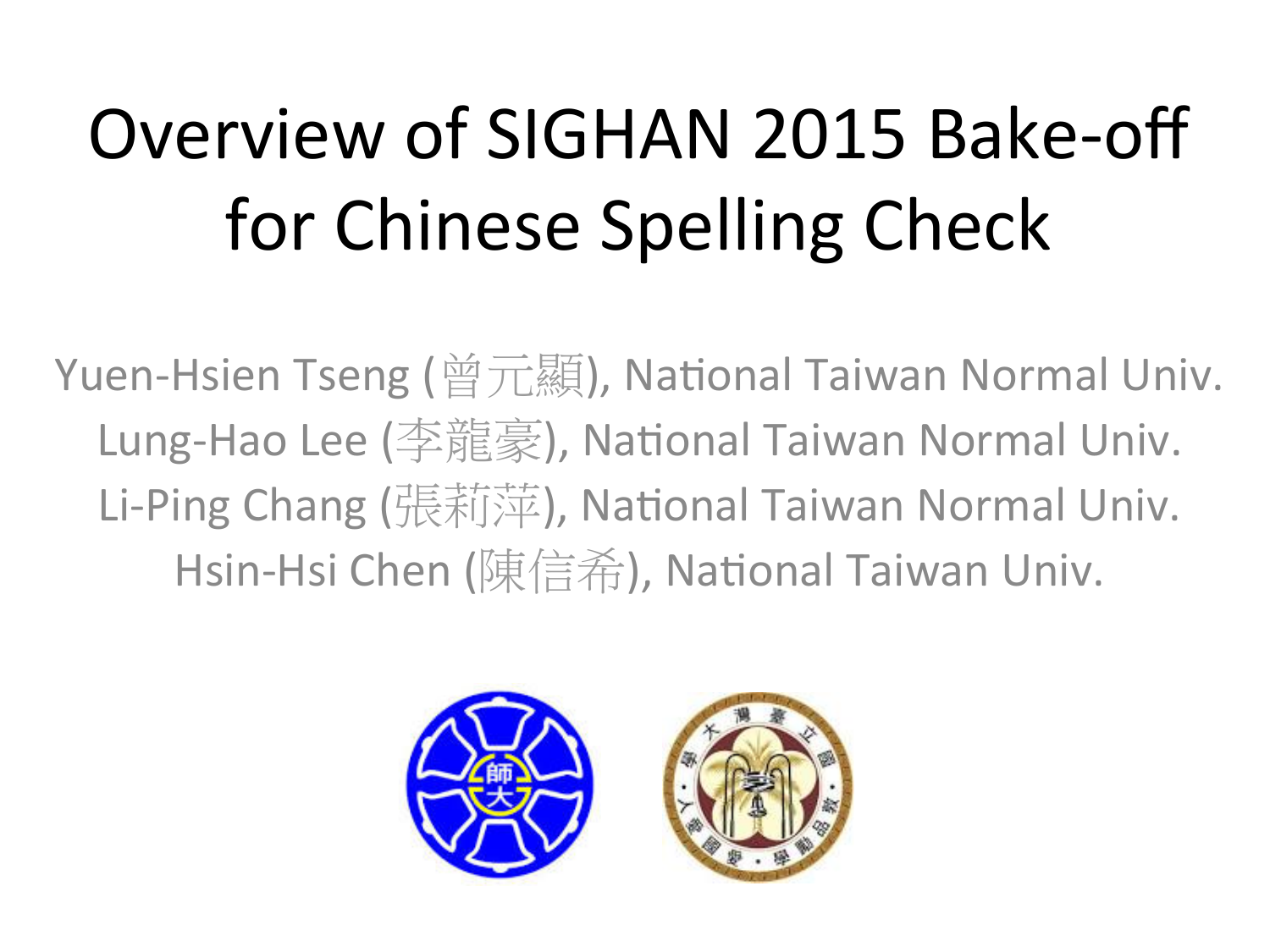# Overview of SIGHAN 2015 Bake-off for Chinese Spelling Check

Yuen-Hsien Tseng (曾元顯), National Taiwan Normal Univ.
Lung-Hao Lee (李龍豪), National Taiwan Normal Univ.
Li-Ping Chang (張莉萍), National Taiwan Normal Univ.
Hsin-Hsi Chen (陳信希), National Taiwan Univ.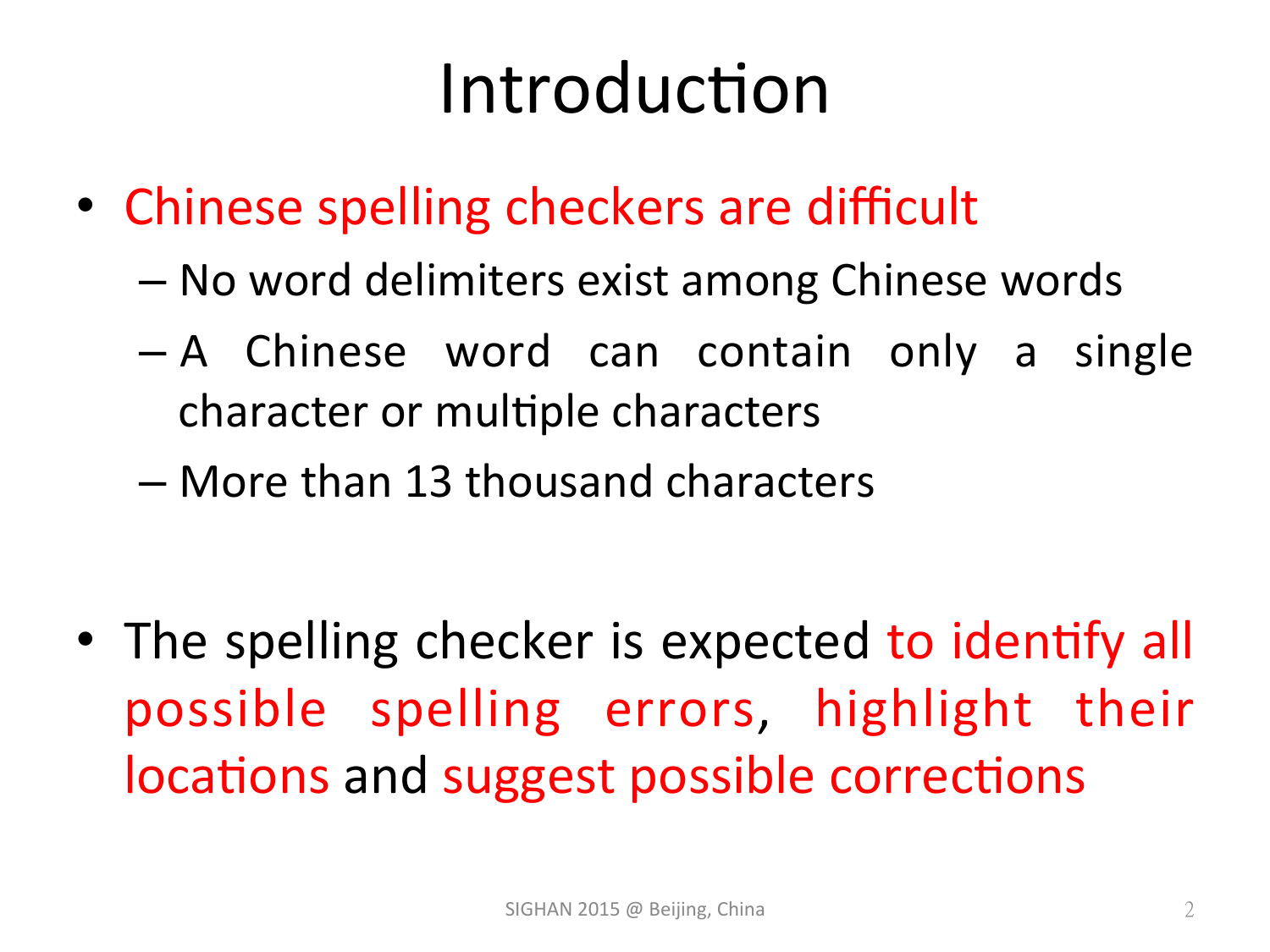# Introduction

- Chinese spelling checkers are difficult
  - No word delimiters exist among Chinese words
  - A Chinese word can contain only a single character or multiple characters
  - More than 13 thousand characters

- The spelling checker is expected to identify all possible spelling errors, highlight their locations and suggest possible corrections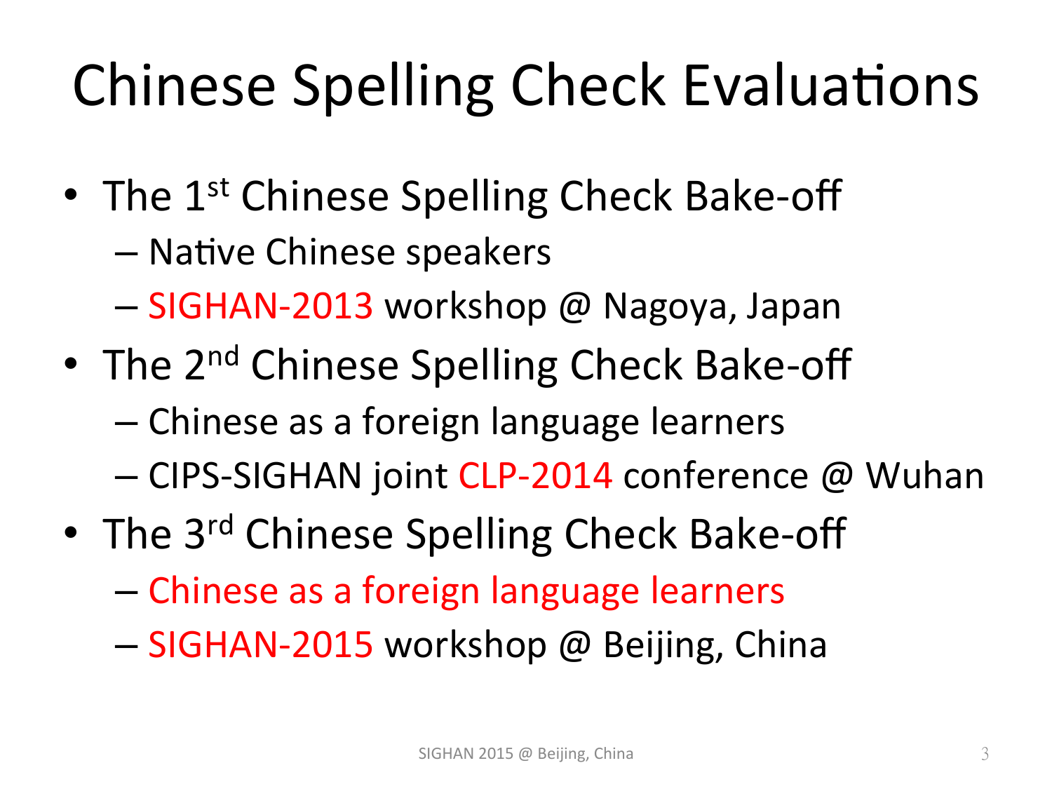# Chinese Spelling Check Evaluations

- The 1st Chinese Spelling Check Bake-off
  - Native Chinese speakers
  - SIGHAN-2013 workshop @ Nagoya, Japan
- The 2nd Chinese Spelling Check Bake-off
  - Chinese as a foreign language learners
  - CIPS-SIGHAN joint CLP-2014 conference @ Wuhan
- The 3rd Chinese Spelling Check Bake-off
  - Chinese as a foreign language learners
  - SIGHAN-2015 workshop @ Beijing, China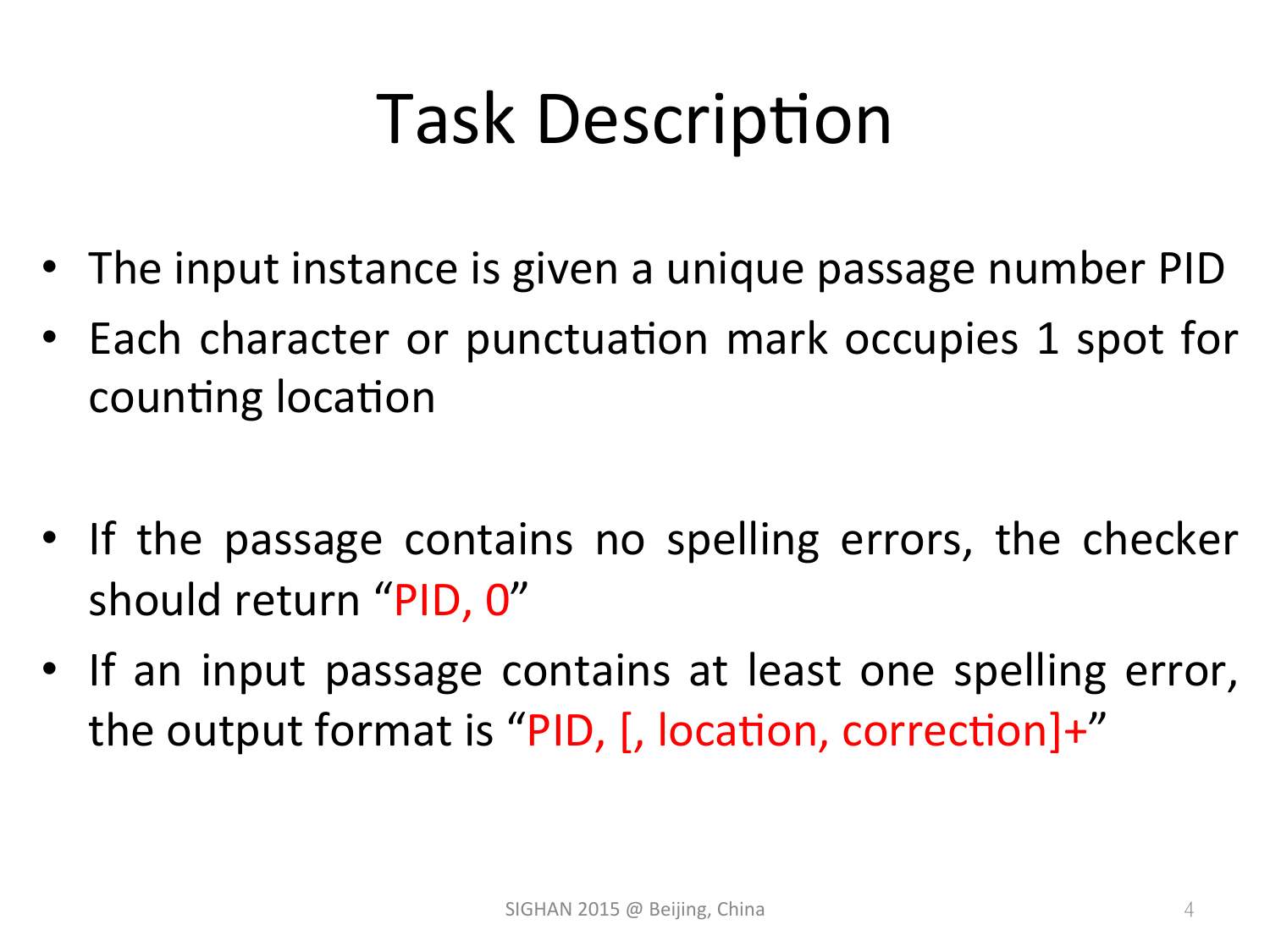# Task Description

- The input instance is given a unique passage number PID
- Each character or punctuation mark occupies 1 spot for counting location

- If the passage contains no spelling errors, the checker should return "PID, 0"
- If an input passage contains at least one spelling error, the output format is "PID, [, location, correction]+"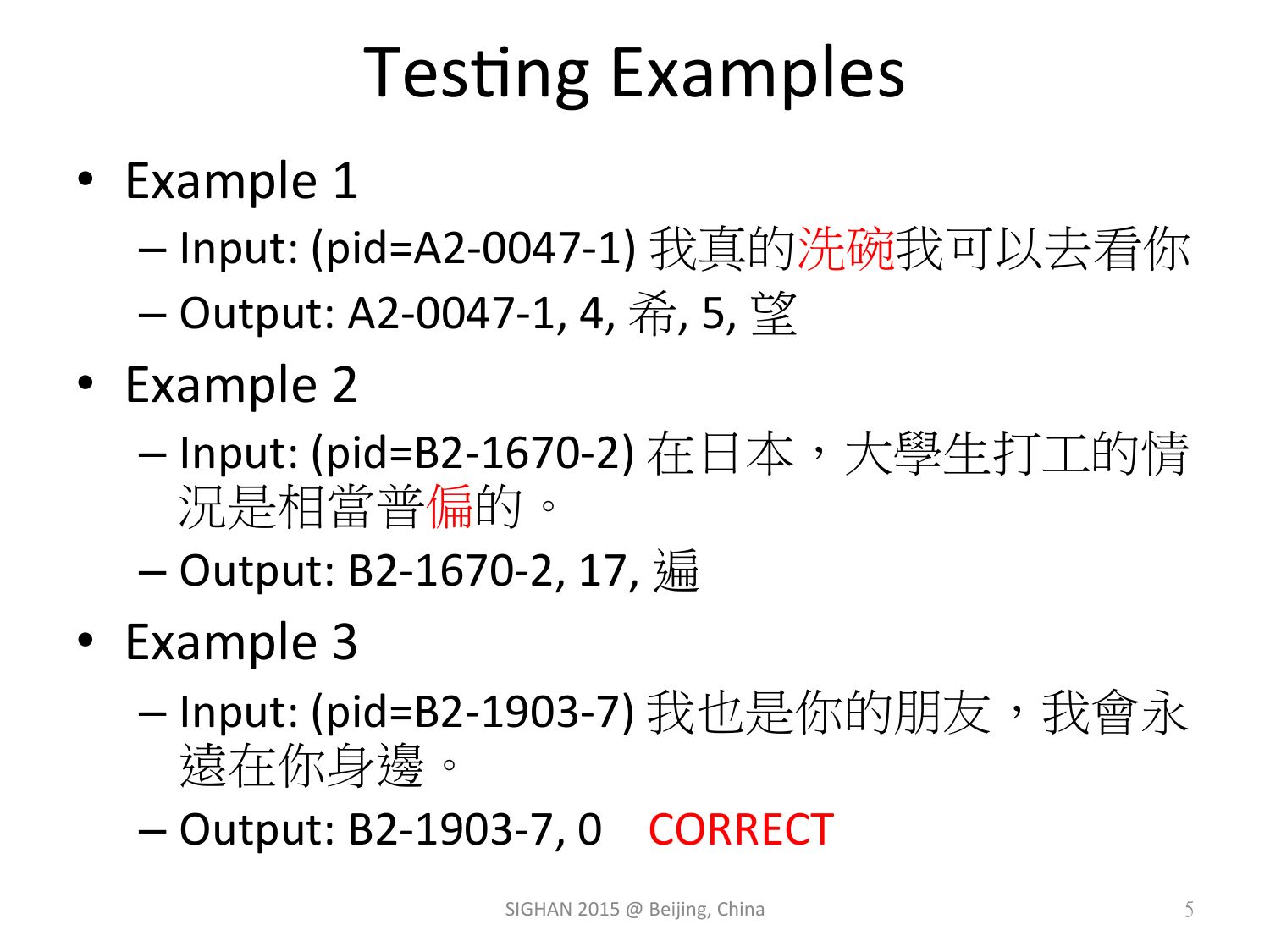# Testing Examples

- Example 1
  - Input: (pid=A2-0047-1) 我真的洗碗我可以去看你
  - Output: A2-0047-1, 4, 希, 5, 望
- Example 2
  - Input: (pid=B2-1670-2) 在日本，大學生打工的情況是相當普偏的。
  - Output: B2-1670-2, 17, 遍
- Example 3
  - Input: (pid=B2-1903-7) 我也是你的朋友，我會永遠在你身邊。
  - Output: B2-1903-7, 0 CORRECT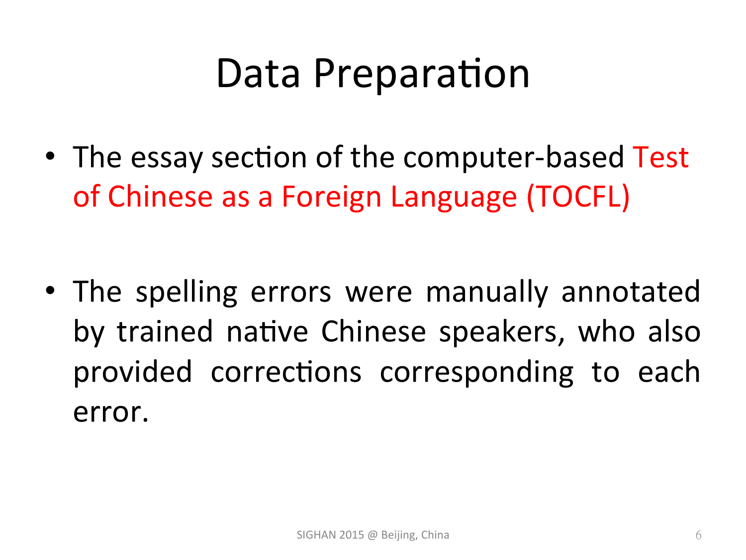# Data Preparation

- The essay section of the computer-based Test of Chinese as a Foreign Language (TOCFL)

- The spelling errors were manually annotated by trained native Chinese speakers, who also provided corrections corresponding to each error.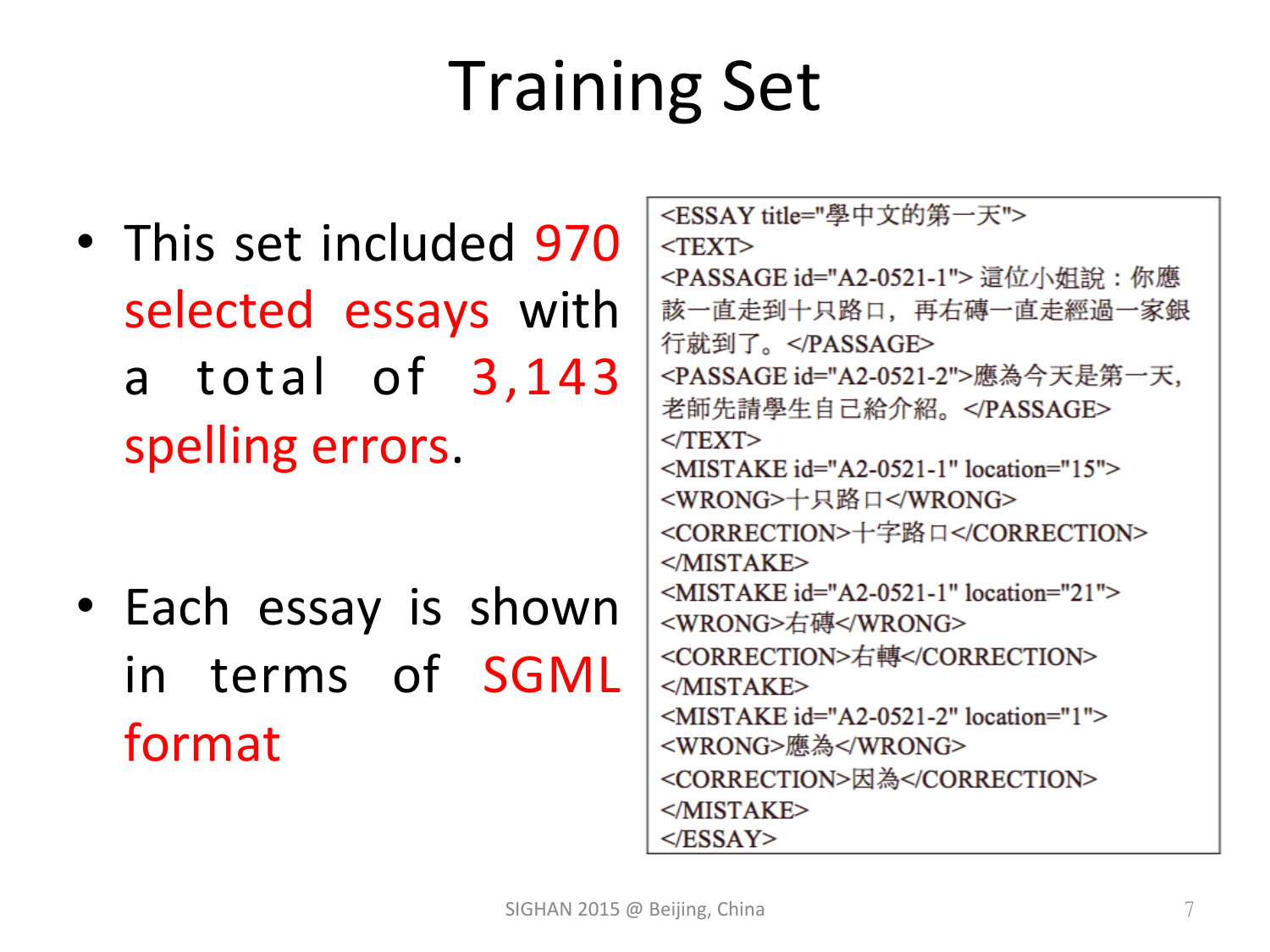# Training Set

- This set included 970 selected essays with a total of 3,143 spelling errors.
- Each essay is shown in terms of SGML format

```
<ESSAY title="學中文的第一天">
<TEXT>
<PASSAGE id="A2-0521-1"> 這位小姐說：你應該一直走到十只路口，再右磚一直走經過一家銀行就到了。</PASSAGE>
<PASSAGE id="A2-0521-2">應為今天是第一天，老師先請學生自己給介紹。</PASSAGE>
</TEXT>
<MISTAKE id="A2-0521-1" location="15">
<WRONG>十只路口</WRONG>
<CORRECTION>十字路口</CORRECTION>
</MISTAKE>
<MISTAKE id="A2-0521-1" location="21">
<WRONG>右磚</WRONG>
<CORRECTION>右轉</CORRECTION>
</MISTAKE>
<MISTAKE id="A2-0521-2" location="1">
<WRONG>應為</WRONG>
<CORRECTION>因為</CORRECTION>
</MISTAKE>
</ESSAY>
```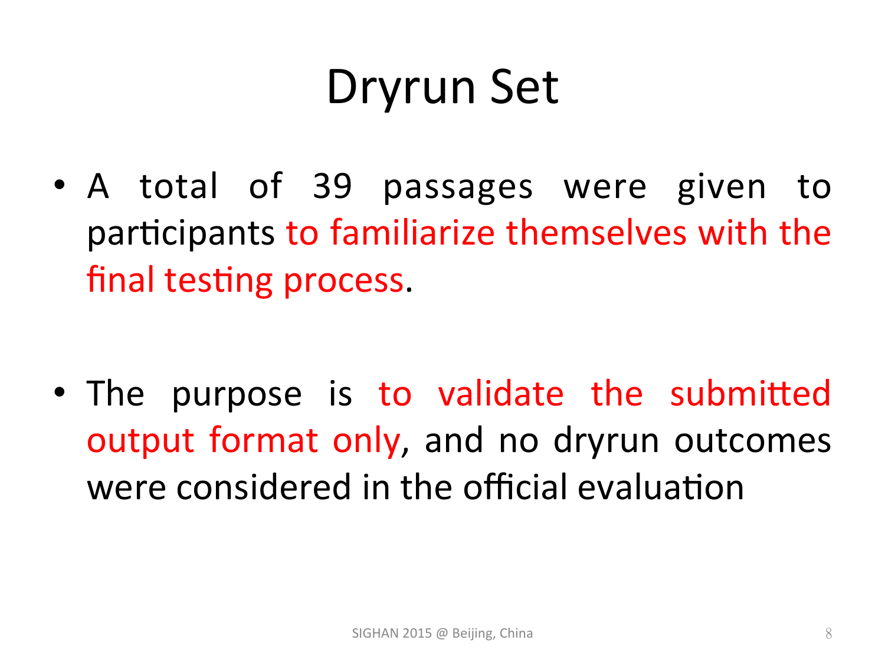# Dryrun Set

- A total of 39 passages were given to participants to familiarize themselves with the final testing process.

- The purpose is to validate the submitted output format only, and no dryrun outcomes were considered in the official evaluation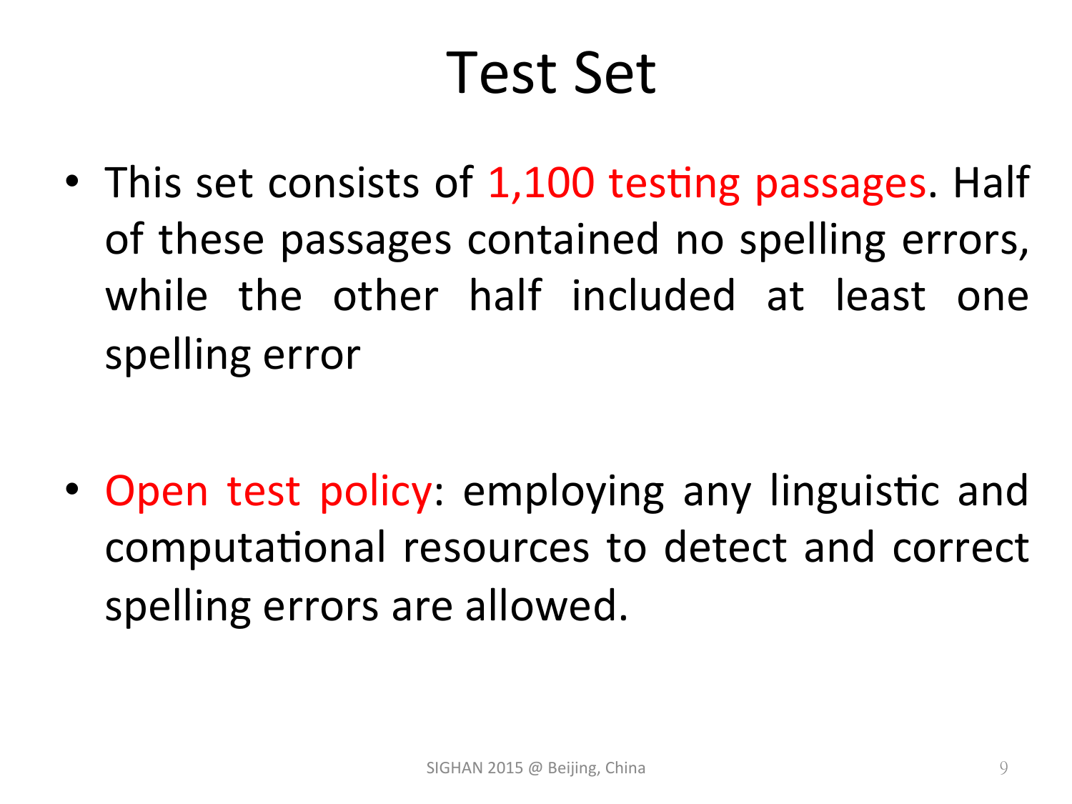# Test Set

- This set consists of 1,100 testing passages. Half of these passages contained no spelling errors, while the other half included at least one spelling error

- Open test policy: employing any linguistic and computational resources to detect and correct spelling errors are allowed.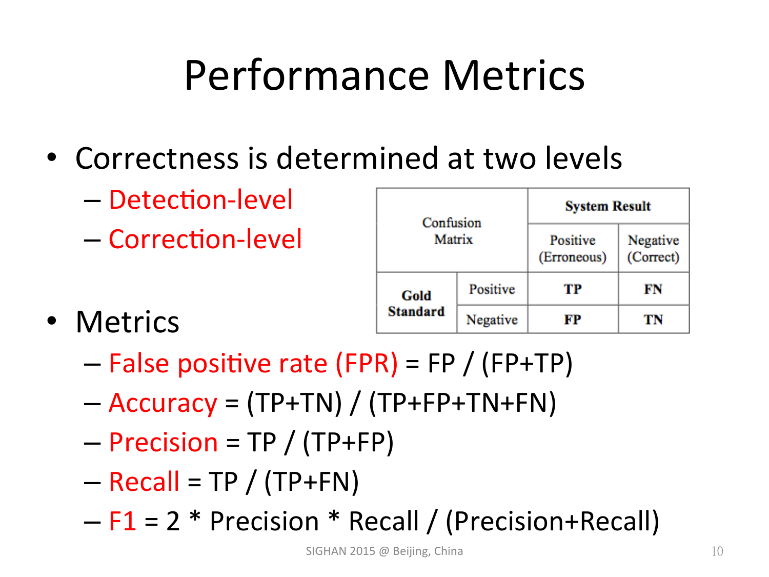# Performance Metrics

- Correctness is determined at two levels
  - Detection-level
  - Correction-level

| Confusion Matrix | | System Result | |
|---|---|---|---|
| | | Positive (Erroneous) | Negative (Correct) |
| **Gold Standard** | Positive | **TP** | **FN** |
| | Negative | **FP** | **TN** |

- Metrics
  - False positive rate (FPR) = FP / (FP+TP)
  - Accuracy = (TP+TN) / (TP+FP+TN+FN)
  - Precision = TP / (TP+FP)
  - Recall = TP / (TP+FN)
  - F1 = 2 * Precision * Recall / (Precision+Recall)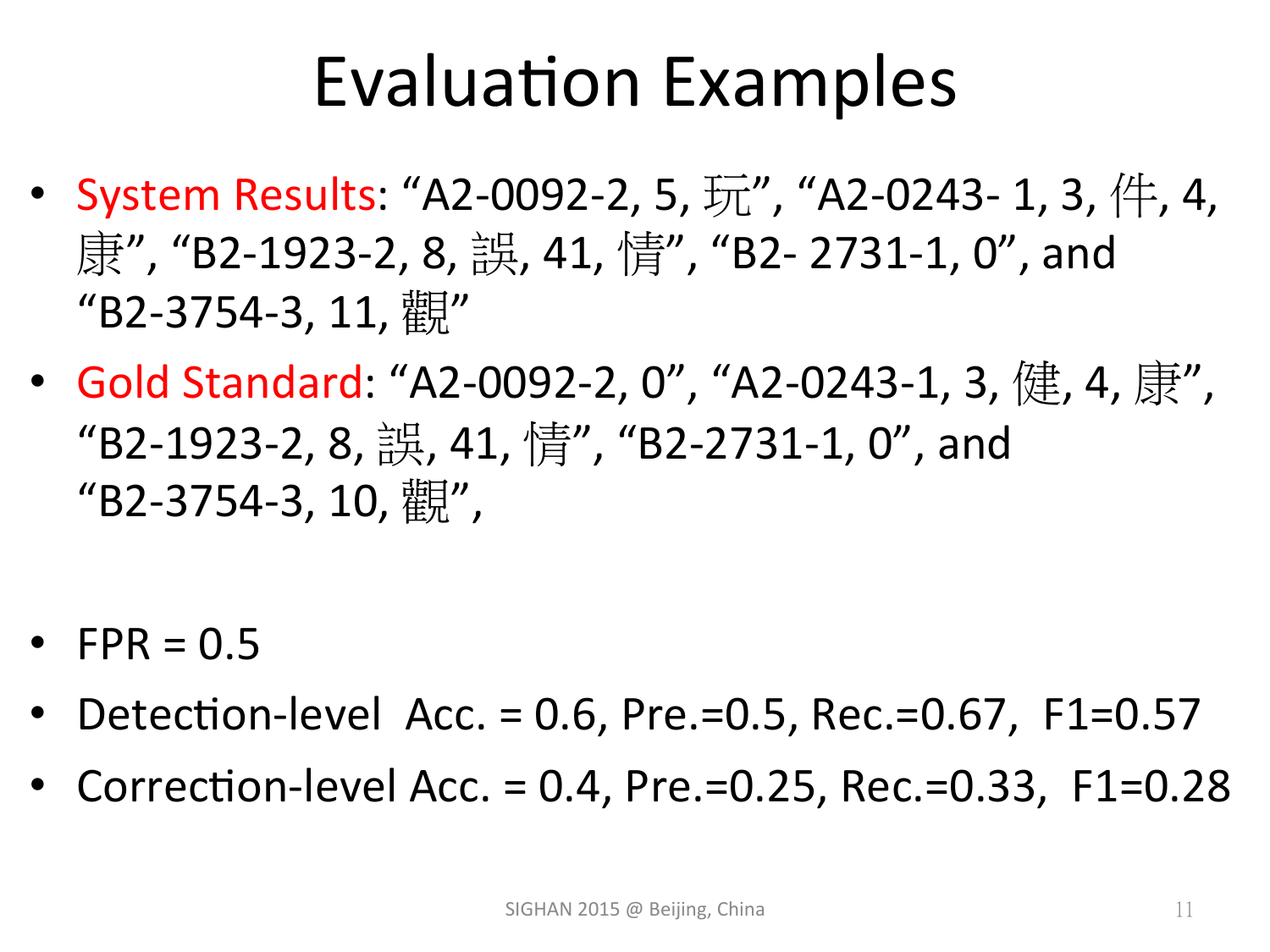# Evaluation Examples

- System Results: “A2-0092-2, 5, 玩”, “A2-0243- 1, 3, 件, 4, 康”, “B2-1923-2, 8, 誤, 41, 情”, “B2- 2731-1, 0”, and “B2-3754-3, 11, 觀”
- Gold Standard: “A2-0092-2, 0”, “A2-0243-1, 3, 健, 4, 康”, “B2-1923-2, 8, 誤, 41, 情”, “B2-2731-1, 0”, and “B2-3754-3, 10, 觀”,

- FPR = 0.5
- Detection-level Acc. = 0.6, Pre.=0.5, Rec.=0.67, F1=0.57
- Correction-level Acc. = 0.4, Pre.=0.25, Rec.=0.33, F1=0.28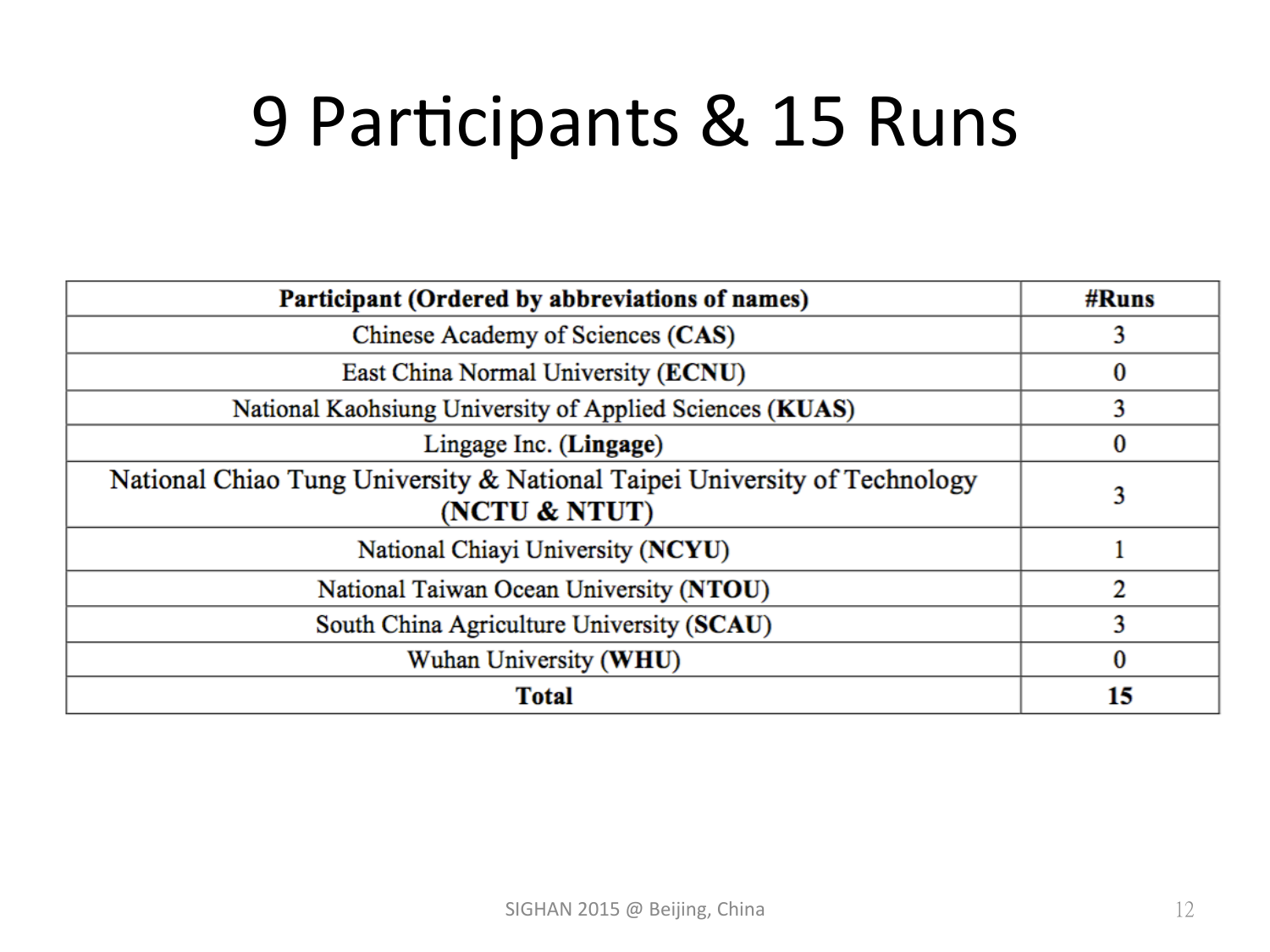# 9 Participants & 15 Runs

| **Participant (Ordered by abbreviations of names)** | **#Runs** |
|---|---|
| Chinese Academy of Sciences (**CAS**) | 3 |
| East China Normal University (**ECNU**) | 0 |
| National Kaohsiung University of Applied Sciences (**KUAS**) | 3 |
| Lingage Inc. (**Lingage**) | 0 |
| National Chiao Tung University & National Taipei University of Technology (**NCTU & NTUT**) | 3 |
| National Chiayi University (**NCYU**) | 1 |
| National Taiwan Ocean University (**NTOU**) | 2 |
| South China Agriculture University (**SCAU**) | 3 |
| Wuhan University (**WHU**) | 0 |
| **Total** | **15** |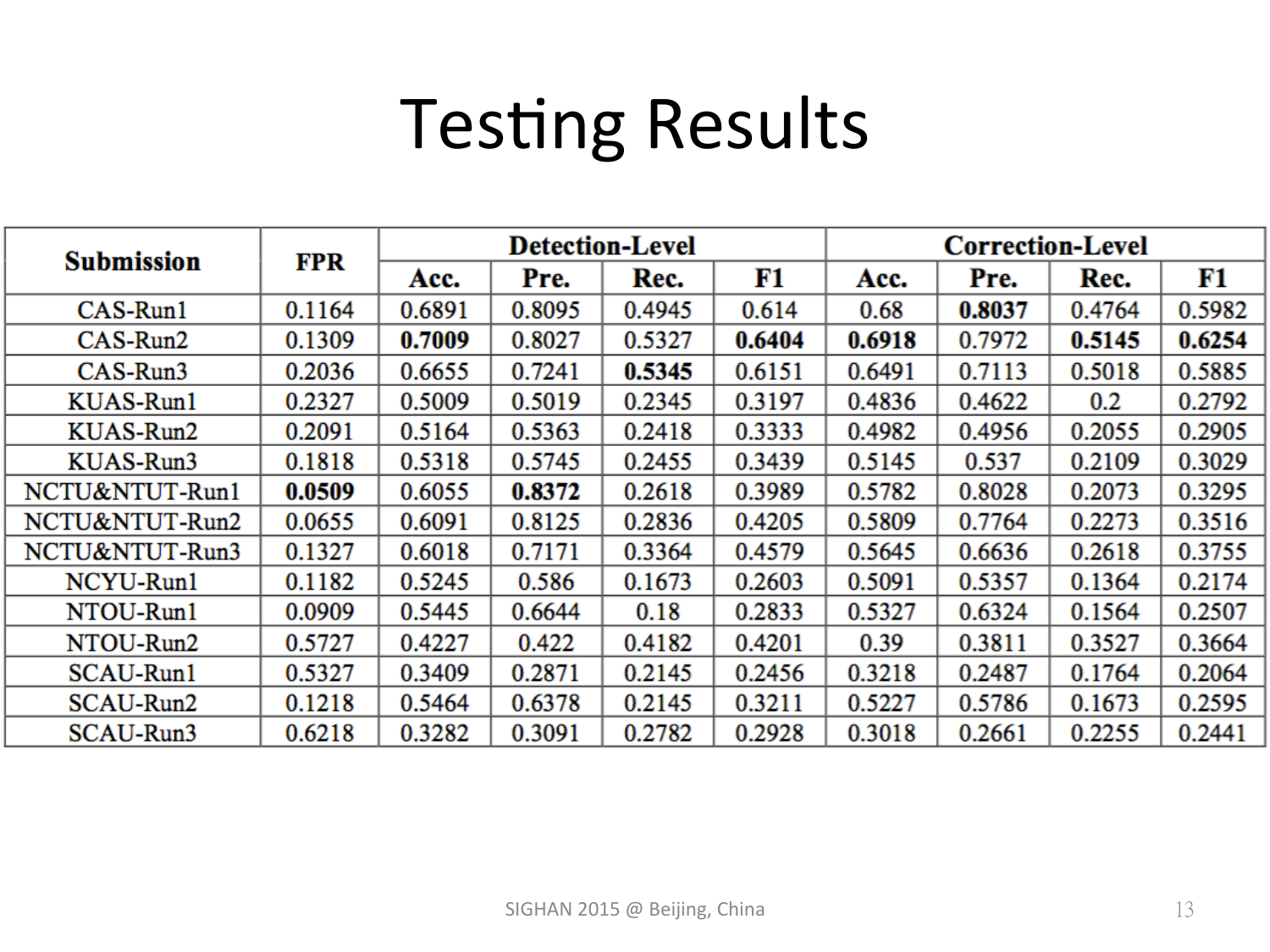# Testing Results

| Submission | FPR | Detection-Level | | | | Correction-Level | | | |
|---|---|---|---|---|---|---|---|---|---|
| | | Acc. | Pre. | Rec. | F1 | Acc. | Pre. | Rec. | F1 |
| CAS-Run1 | 0.1164 | 0.6891 | 0.8095 | 0.4945 | 0.614 | 0.68 | **0.8037** | 0.4764 | 0.5982 |
| CAS-Run2 | 0.1309 | **0.7009** | 0.8027 | 0.5327 | **0.6404** | **0.6918** | 0.7972 | **0.5145** | **0.6254** |
| CAS-Run3 | 0.2036 | 0.6655 | 0.7241 | **0.5345** | 0.6151 | 0.6491 | 0.7113 | 0.5018 | 0.5885 |
| KUAS-Run1 | 0.2327 | 0.5009 | 0.5019 | 0.2345 | 0.3197 | 0.4836 | 0.4622 | 0.2 | 0.2792 |
| KUAS-Run2 | 0.2091 | 0.5164 | 0.5363 | 0.2418 | 0.3333 | 0.4982 | 0.4956 | 0.2055 | 0.2905 |
| KUAS-Run3 | 0.1818 | 0.5318 | 0.5745 | 0.2455 | 0.3439 | 0.5145 | 0.537 | 0.2109 | 0.3029 |
| NCTU&NTUT-Run1 | **0.0509** | 0.6055 | **0.8372** | 0.2618 | 0.3989 | 0.5782 | 0.8028 | 0.2073 | 0.3295 |
| NCTU&NTUT-Run2 | 0.0655 | 0.6091 | 0.8125 | 0.2836 | 0.4205 | 0.5809 | 0.7764 | 0.2273 | 0.3516 |
| NCTU&NTUT-Run3 | 0.1327 | 0.6018 | 0.7171 | 0.3364 | 0.4579 | 0.5645 | 0.6636 | 0.2618 | 0.3755 |
| NCYU-Run1 | 0.1182 | 0.5245 | 0.586 | 0.1673 | 0.2603 | 0.5091 | 0.5357 | 0.1364 | 0.2174 |
| NTOU-Run1 | 0.0909 | 0.5445 | 0.6644 | 0.18 | 0.2833 | 0.5327 | 0.6324 | 0.1564 | 0.2507 |
| NTOU-Run2 | 0.5727 | 0.4227 | 0.422 | 0.4182 | 0.4201 | 0.39 | 0.3811 | 0.3527 | 0.3664 |
| SCAU-Run1 | 0.5327 | 0.3409 | 0.2871 | 0.2145 | 0.2456 | 0.3218 | 0.2487 | 0.1764 | 0.2064 |
| SCAU-Run2 | 0.1218 | 0.5464 | 0.6378 | 0.2145 | 0.3211 | 0.5227 | 0.5786 | 0.1673 | 0.2595 |
| SCAU-Run3 | 0.6218 | 0.3282 | 0.3091 | 0.2782 | 0.2928 | 0.3018 | 0.2661 | 0.2255 | 0.2441 |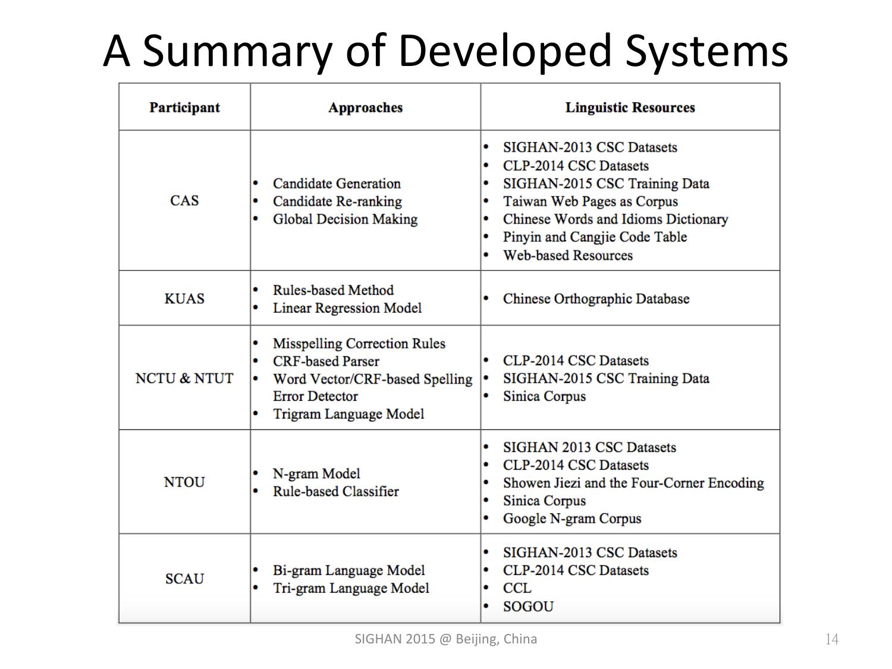# A Summary of Developed Systems

| Participant | Approaches | Linguistic Resources |
|---|---|---|
| CAS | • Candidate Generation<br>• Candidate Re-ranking<br>• Global Decision Making | • SIGHAN-2013 CSC Datasets<br>• CLP-2014 CSC Datasets<br>• SIGHAN-2015 CSC Training Data<br>• Taiwan Web Pages as Corpus<br>• Chinese Words and Idioms Dictionary<br>• Pinyin and Cangjie Code Table<br>• Web-based Resources |
| KUAS | • Rules-based Method<br>• Linear Regression Model | • Chinese Orthographic Database |
| NCTU & NTUT | • Misspelling Correction Rules<br>• CRF-based Parser<br>• Word Vector/CRF-based Spelling Error Detector<br>• Trigram Language Model | • CLP-2014 CSC Datasets<br>• SIGHAN-2015 CSC Training Data<br>• Sinica Corpus |
| NTOU | • N-gram Model<br>• Rule-based Classifier | • SIGHAN 2013 CSC Datasets<br>• CLP-2014 CSC Datasets<br>• Showen Jiezi and the Four-Corner Encoding<br>• Sinica Corpus<br>• Google N-gram Corpus |
| SCAU | • Bi-gram Language Model<br>• Tri-gram Language Model | • SIGHAN-2013 CSC Datasets<br>• CLP-2014 CSC Datasets<br>• CCL<br>• SOGOU |

SIGHAN 2015 @ Beijing, China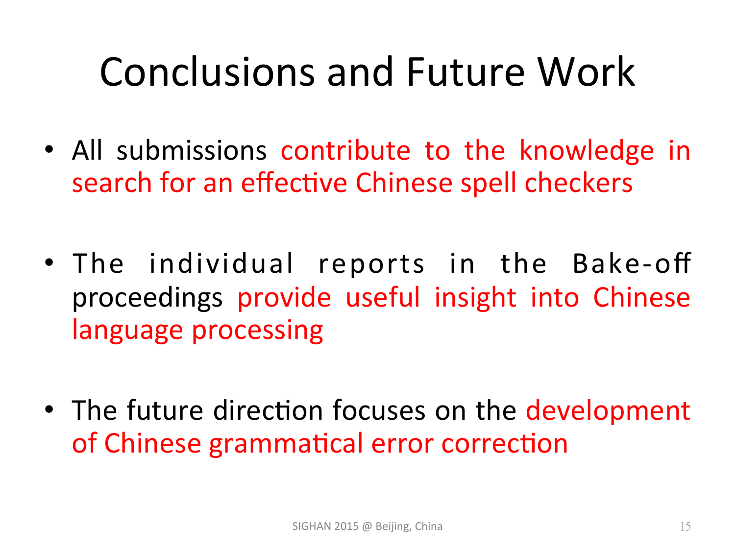# Conclusions and Future Work

- All submissions contribute to the knowledge in search for an effective Chinese spell checkers

- The individual reports in the Bake-off proceedings provide useful insight into Chinese language processing

- The future direction focuses on the development of Chinese grammatical error correction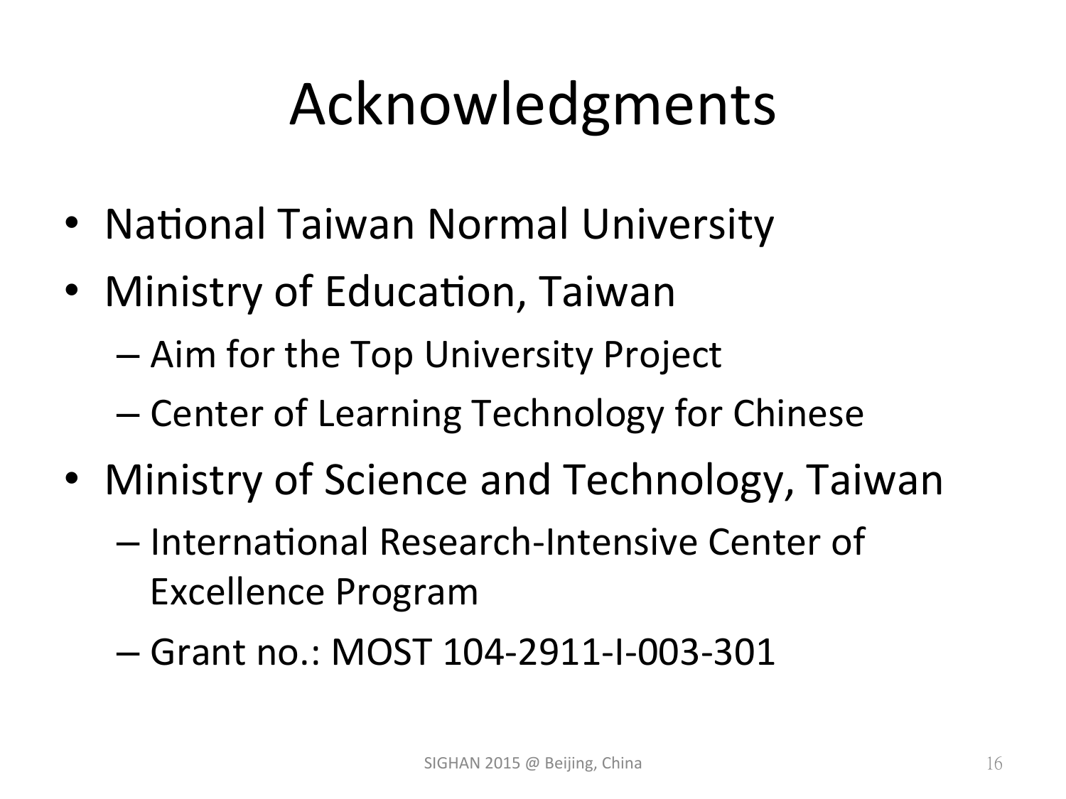# Acknowledgments

- National Taiwan Normal University
- Ministry of Education, Taiwan
  - Aim for the Top University Project
  - Center of Learning Technology for Chinese
- Ministry of Science and Technology, Taiwan
  - International Research-Intensive Center of Excellence Program
  - Grant no.: MOST 104-2911-I-003-301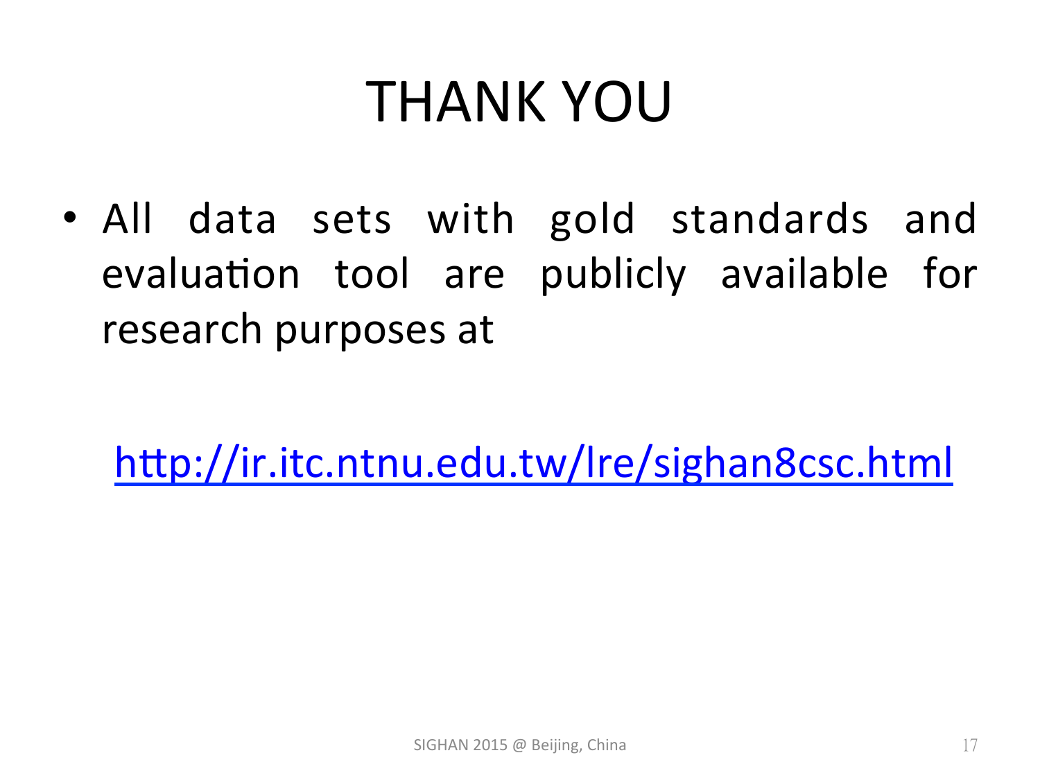# THANK YOU

- All data sets with gold standards and evaluation tool are publicly available for research purposes at

http://ir.itc.ntnu.edu.tw/lre/sighan8csc.html